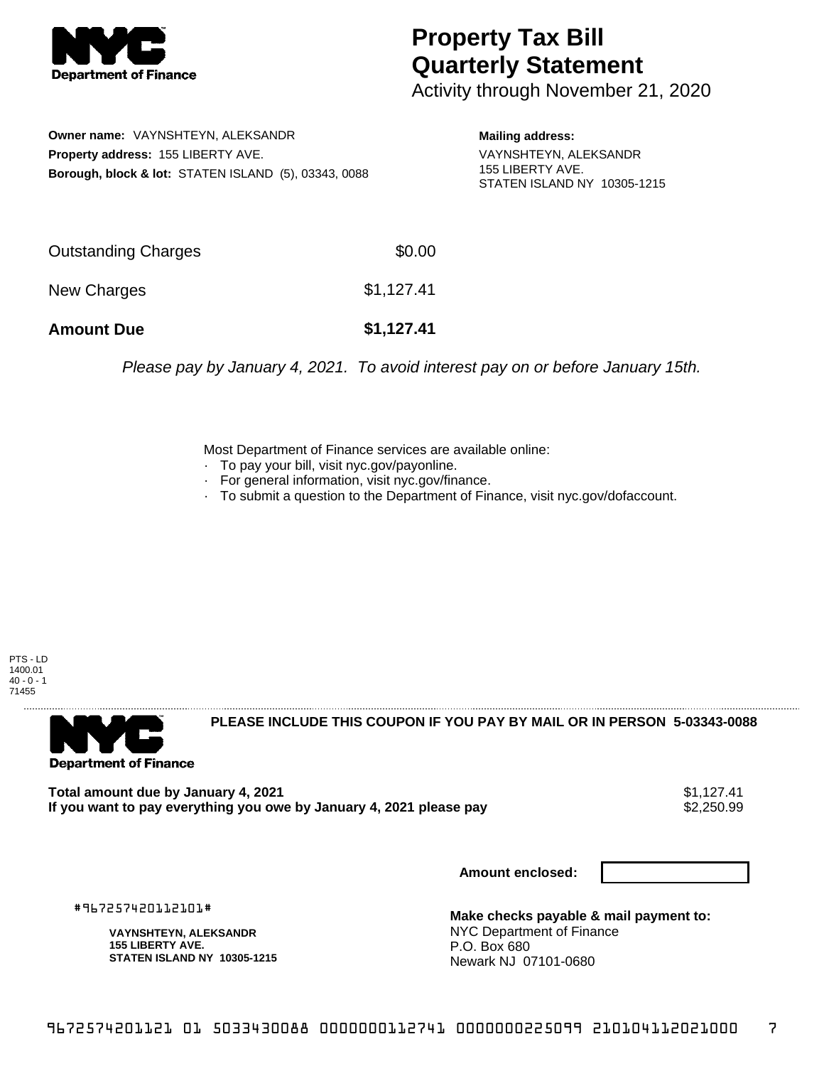# Property Tax Bill Quarterly Statement

Activity through November 21, 2020

**Owner name:** VAYNSHTEYN, ALEKSANDR
**Property address:** 155 LIBERTY AVE.
**Borough, block & lot:** STATEN ISLAND (5), 03343, 0088

**Mailing address:**
VAYNSHTEYN, ALEKSANDR
155 LIBERTY AVE.
STATEN ISLAND NY 10305-1215

| | |
|---|---|
| Outstanding Charges | $0.00 |
| New Charges | $1,127.41 |
| **Amount Due** | **$1,127.41** |

*Please pay by January 4, 2021. To avoid interest pay on or before January 15th.*

Most Department of Finance services are available online:
- To pay your bill, visit nyc.gov/payonline.
- For general information, visit nyc.gov/finance.
- To submit a question to the Department of Finance, visit nyc.gov/dofaccount.

PTS - LD
1400.01
40 - 0 - 1
71455

**PLEASE INCLUDE THIS COUPON IF YOU PAY BY MAIL OR IN PERSON 5-03343-0088**

| | |
|---|---|
| **Total amount due by January 4, 2021** | $1,127.41 |
| **If you want to pay everything you owe by January 4, 2021 please pay** | $2,250.99 |

**Amount enclosed:**

#967257420112101#

**VAYNSHTEYN, ALEKSANDR**
**155 LIBERTY AVE.**
**STATEN ISLAND NY 10305-1215**

**Make checks payable & mail payment to:**
NYC Department of Finance
P.O. Box 680
Newark NJ 07101-0680

967257420112101 01 5033430088 0000000112741 0000000225099 210104112021000 7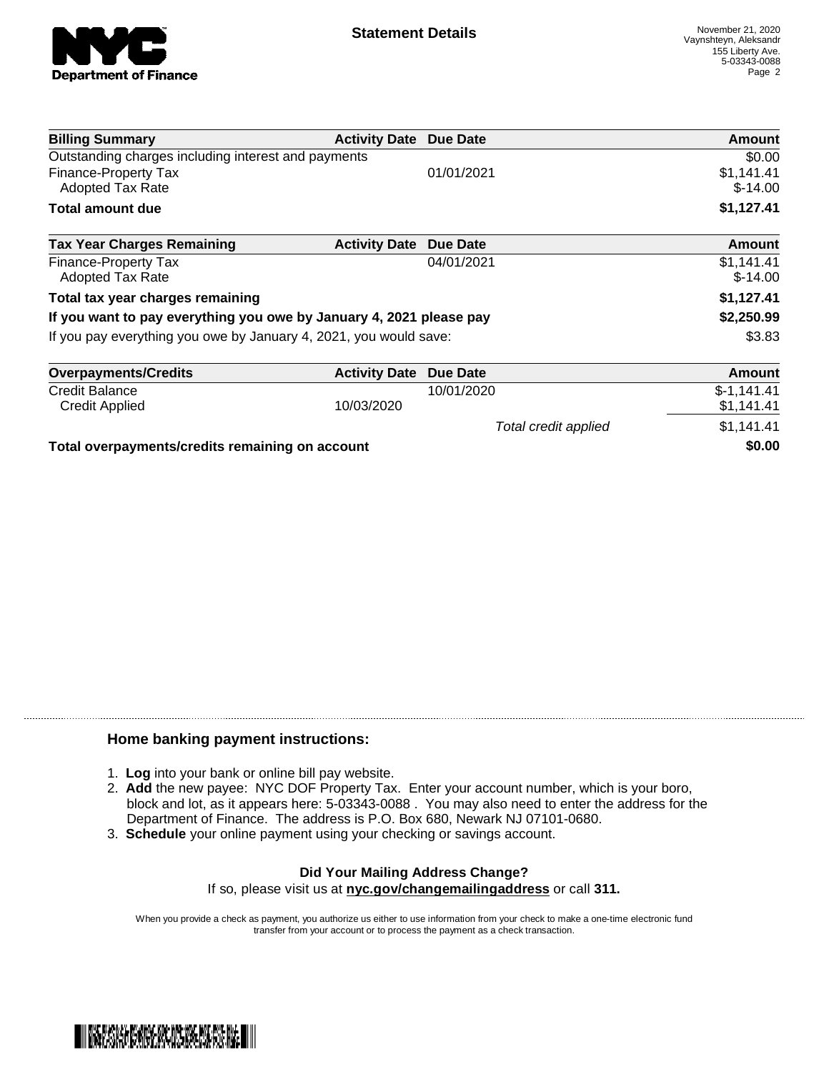## Statement Details

November 21, 2020
Vaynshteyn, Aleksandr
155 Liberty Ave.
5-03343-0088

| Billing Summary | Activity Date | Due Date | Amount |
|---|---|---|---|
| Outstanding charges including interest and payments | | | $0.00 |
| Finance-Property Tax | | 01/01/2021 | $1,141.41 |
| Adopted Tax Rate | | | $-14.00 |
| **Total amount due** | | | **$1,127.41** |

| Tax Year Charges Remaining | Activity Date | Due Date | Amount |
|---|---|---|---|
| Finance-Property Tax | | 04/01/2021 | $1,141.41 |
| Adopted Tax Rate | | | $-14.00 |
| **Total tax year charges remaining** | | | **$1,127.41** |
| **If you want to pay everything you owe by January 4, 2021 please pay** | | | **$2,250.99** |
| If you pay everything you owe by January 4, 2021, you would save: | | | $3.83 |

| Overpayments/Credits | Activity Date | Due Date | Amount |
|---|---|---|---|
| Credit Balance | | 10/01/2020 | $-1,141.41 |
| Credit Applied | 10/03/2020 | | $1,141.41 |
| | | *Total credit applied* | $1,141.41 |
| **Total overpayments/credits remaining on account** | | | **$0.00** |

### Home banking payment instructions:

1. **Log** into your bank or online bill pay website.
2. **Add** the new payee: NYC DOF Property Tax. Enter your account number, which is your boro, block and lot, as it appears here: 5-03343-0088 . You may also need to enter the address for the Department of Finance. The address is P.O. Box 680, Newark NJ 07101-0680.
3. **Schedule** your online payment using your checking or savings account.

**Did Your Mailing Address Change?**

If so, please visit us at **nyc.gov/changemailingaddress** or call **311.**

When you provide a check as payment, you authorize us either to use information from your check to make a one-time electronic fund transfer from your account or to process the payment as a check transaction.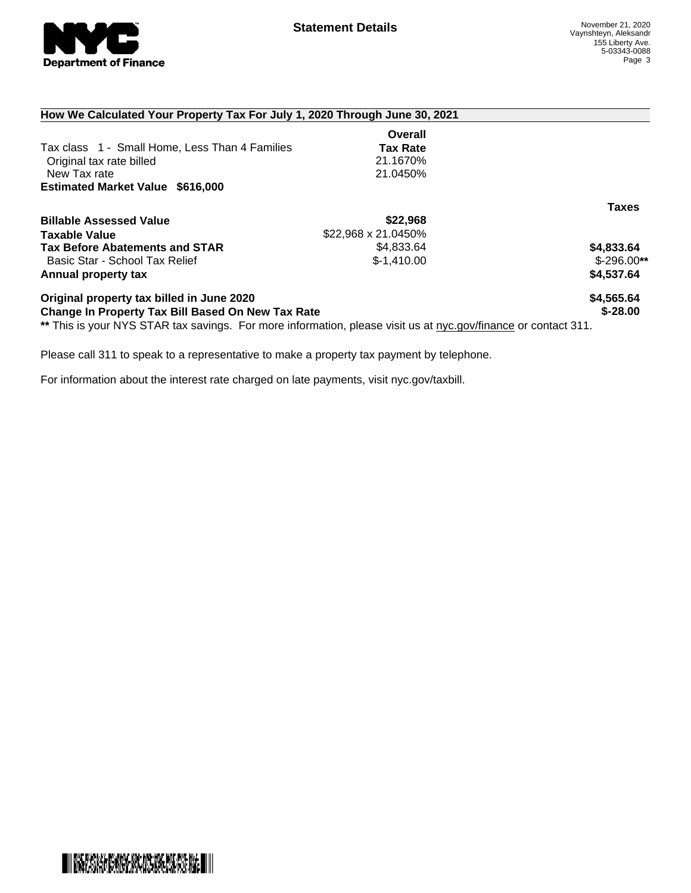## Statement Details

November 21, 2020
Vaynshteyn, Aleksandr
155 Liberty Ave.
5-03343-0088

### How We Calculated Your Property Tax For July 1, 2020 Through June 30, 2021

| | Overall Tax Rate | Taxes |
|---|---|---|
| Tax class 1 - Small Home, Less Than 4 Families | | |
| Original tax rate billed | 21.1670% | |
| New Tax rate | 21.0450% | |
| **Estimated Market Value $616,000** | | |
| **Billable Assessed Value** | **$22,968** | |
| **Taxable Value** | $22,968 x 21.0450% | |
| **Tax Before Abatements and STAR** | $4,833.64 | **$4,833.64** |
| Basic Star - School Tax Relief | $-1,410.00 | $-296.00** |
| **Annual property tax** | | **$4,537.64** |
| **Original property tax billed in June 2020** | | **$4,565.64** |
| **Change In Property Tax Bill Based On New Tax Rate** | | **$-28.00** |

** This is your NYS STAR tax savings. For more information, please visit us at nyc.gov/finance or contact 311.

Please call 311 to speak to a representative to make a property tax payment by telephone.

For information about the interest rate charged on late payments, visit nyc.gov/taxbill.